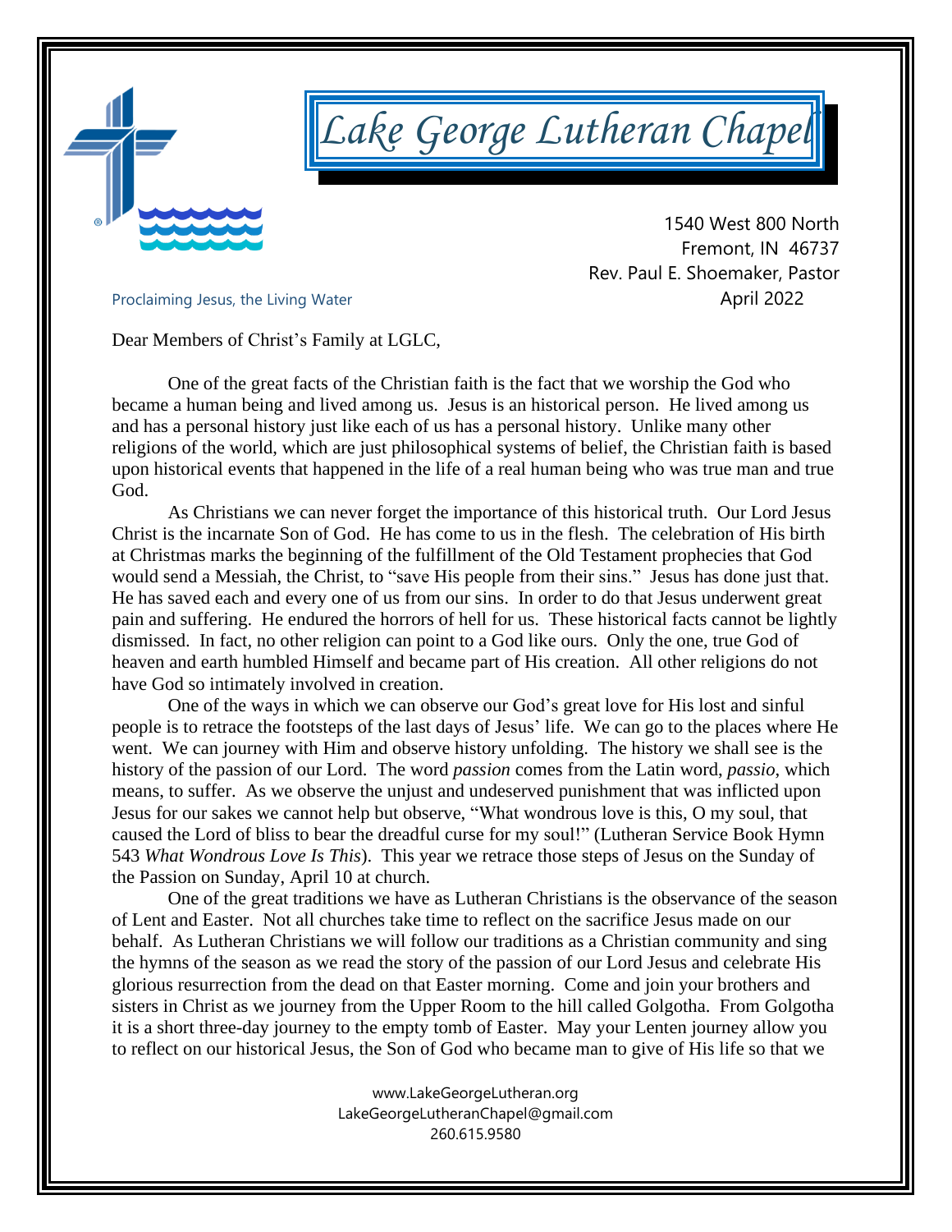# Lake George Lutheran Chapel

1540 West 800 North
Fremont, IN 46737
Rev. Paul E. Shoemaker, Pastor

Proclaiming Jesus, the Living Water

April 2022

Dear Members of Christ's Family at LGLC,

One of the great facts of the Christian faith is the fact that we worship the God who became a human being and lived among us. Jesus is an historical person. He lived among us and has a personal history just like each of us has a personal history. Unlike many other religions of the world, which are just philosophical systems of belief, the Christian faith is based upon historical events that happened in the life of a real human being who was true man and true God.

As Christians we can never forget the importance of this historical truth. Our Lord Jesus Christ is the incarnate Son of God. He has come to us in the flesh. The celebration of His birth at Christmas marks the beginning of the fulfillment of the Old Testament prophecies that God would send a Messiah, the Christ, to "save His people from their sins." Jesus has done just that. He has saved each and every one of us from our sins. In order to do that Jesus underwent great pain and suffering. He endured the horrors of hell for us. These historical facts cannot be lightly dismissed. In fact, no other religion can point to a God like ours. Only the one, true God of heaven and earth humbled Himself and became part of His creation. All other religions do not have God so intimately involved in creation.

One of the ways in which we can observe our God's great love for His lost and sinful people is to retrace the footsteps of the last days of Jesus' life. We can go to the places where He went. We can journey with Him and observe history unfolding. The history we shall see is the history of the passion of our Lord. The word *passion* comes from the Latin word, *passio*, which means, to suffer. As we observe the unjust and undeserved punishment that was inflicted upon Jesus for our sakes we cannot help but observe, "What wondrous love is this, O my soul, that caused the Lord of bliss to bear the dreadful curse for my soul!" (Lutheran Service Book Hymn 543 *What Wondrous Love Is This*). This year we retrace those steps of Jesus on the Sunday of the Passion on Sunday, April 10 at church.

One of the great traditions we have as Lutheran Christians is the observance of the season of Lent and Easter. Not all churches take time to reflect on the sacrifice Jesus made on our behalf. As Lutheran Christians we will follow our traditions as a Christian community and sing the hymns of the season as we read the story of the passion of our Lord Jesus and celebrate His glorious resurrection from the dead on that Easter morning. Come and join your brothers and sisters in Christ as we journey from the Upper Room to the hill called Golgotha. From Golgotha it is a short three-day journey to the empty tomb of Easter. May your Lenten journey allow you to reflect on our historical Jesus, the Son of God who became man to give of His life so that we

www.LakeGeorgeLutheran.org
LakeGeorgeLutheranChapel@gmail.com
260.615.9580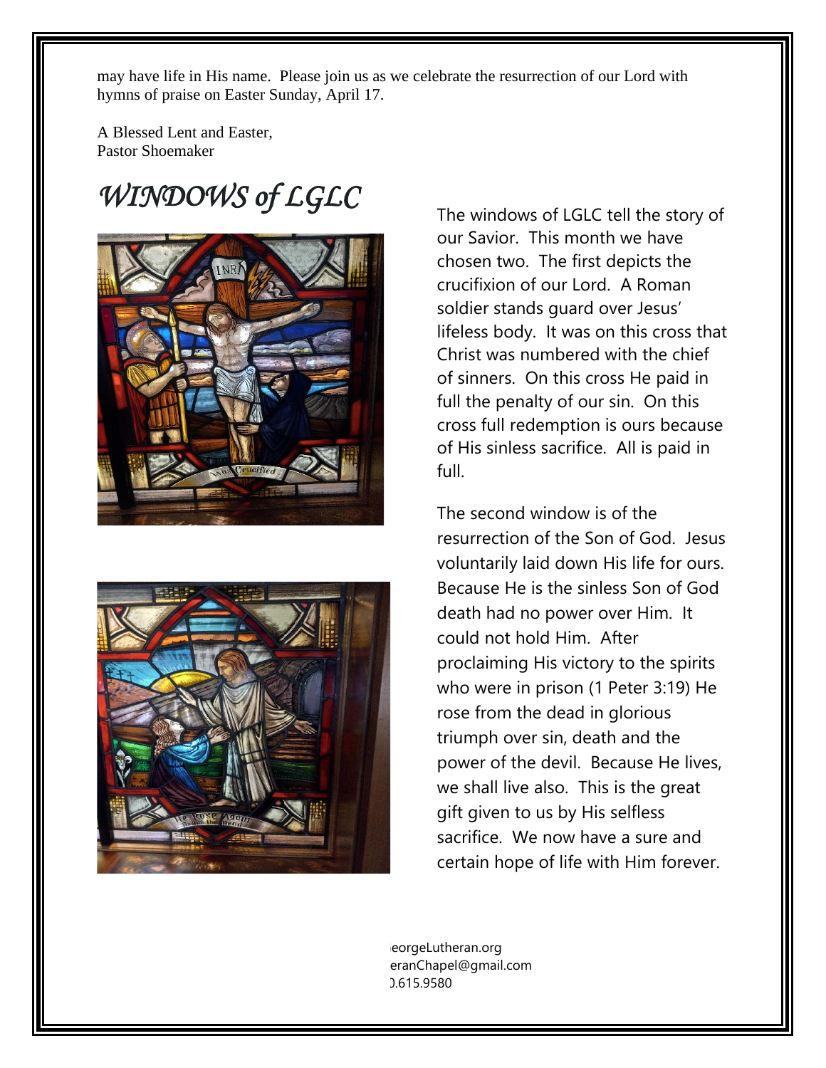may have life in His name. Please join us as we celebrate the resurrection of our Lord with hymns of praise on Easter Sunday, April 17.

A Blessed Lent and Easter,
Pastor Shoemaker

# *WINDOWS of LGLC*

The windows of LGLC tell the story of our Savior. This month we have chosen two. The first depicts the crucifixion of our Lord. A Roman soldier stands guard over Jesus' lifeless body. It was on this cross that Christ was numbered with the chief of sinners. On this cross He paid in full the penalty of our sin. On this cross full redemption is ours because of His sinless sacrifice. All is paid in full.

The second window is of the resurrection of the Son of God. Jesus voluntarily laid down His life for ours. Because He is the sinless Son of God death had no power over Him. It could not hold Him. After proclaiming His victory to the spirits who were in prison (1 Peter 3:19) He rose from the dead in glorious triumph over sin, death and the power of the devil. Because He lives, we shall live also. This is the great gift given to us by His selfless sacrifice. We now have a sure and certain hope of life with Him forever.

eorgeLutheran.org
eranChapel@gmail.com
).615.9580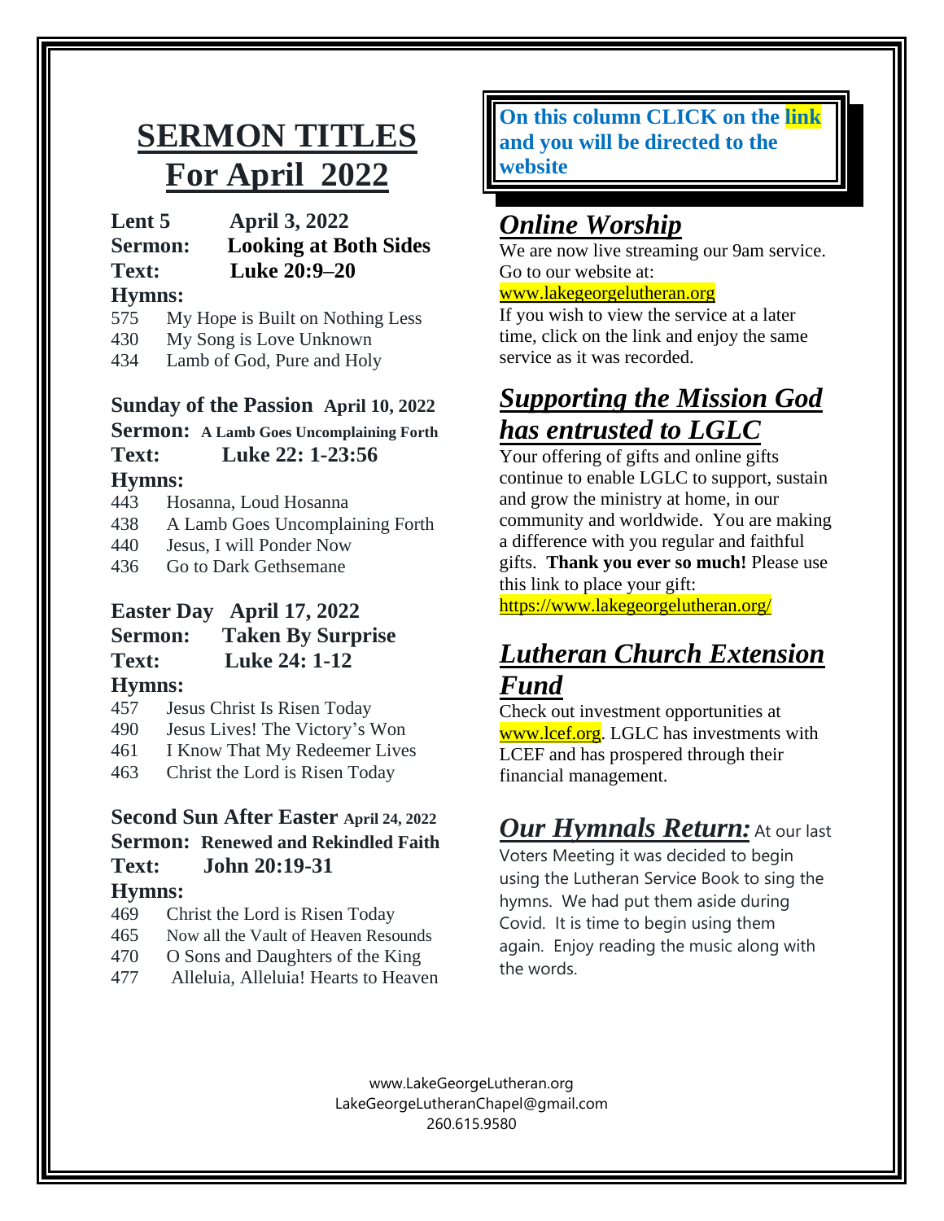# SERMON TITLES For April 2022

**Lent 5 April 3, 2022**
**Sermon: Looking at Both Sides**
**Text: Luke 20:9–20**

**Hymns:**

575 My Hope is Built on Nothing Less
430 My Song is Love Unknown
434 Lamb of God, Pure and Holy

**Sunday of the Passion April 10, 2022**
**Sermon: A Lamb Goes Uncomplaining Forth**
**Text: Luke 22: 1-23:56**

**Hymns:**

443 Hosanna, Loud Hosanna
438 A Lamb Goes Uncomplaining Forth
440 Jesus, I will Ponder Now
436 Go to Dark Gethsemane

**Easter Day April 17, 2022**
**Sermon: Taken By Surprise**
**Text: Luke 24: 1-12**

**Hymns:**

457 Jesus Christ Is Risen Today
490 Jesus Lives! The Victory's Won
461 I Know That My Redeemer Lives
463 Christ the Lord is Risen Today

**Second Sun After Easter April 24, 2022**
**Sermon: Renewed and Rekindled Faith**
**Text: John 20:19-31**

**Hymns:**

469 Christ the Lord is Risen Today
465 Now all the Vault of Heaven Resounds
470 O Sons and Daughters of the King
477 Alleluia, Alleluia! Hearts to Heaven

**On this column CLICK on the link and you will be directed to the website**

## *Online Worship*

We are now live streaming our 9am service. Go to our website at:
www.lakegeorgelutheran.org
If you wish to view the service at a later time, click on the link and enjoy the same service as it was recorded.

## *Supporting the Mission God has entrusted to LGLC*

Your offering of gifts and online gifts continue to enable LGLC to support, sustain and grow the ministry at home, in our community and worldwide. You are making a difference with you regular and faithful gifts. **Thank you ever so much!** Please use this link to place your gift:
https://www.lakegeorgelutheran.org/

## *Lutheran Church Extension Fund*

Check out investment opportunities at www.lcef.org. LGLC has investments with LCEF and has prospered through their financial management.

## *Our Hymnals Return:*

At our last Voters Meeting it was decided to begin using the Lutheran Service Book to sing the hymns. We had put them aside during Covid. It is time to begin using them again. Enjoy reading the music along with the words.

www.LakeGeorgeLutheran.org
LakeGeorgeLutheranChapel@gmail.com
260.615.9580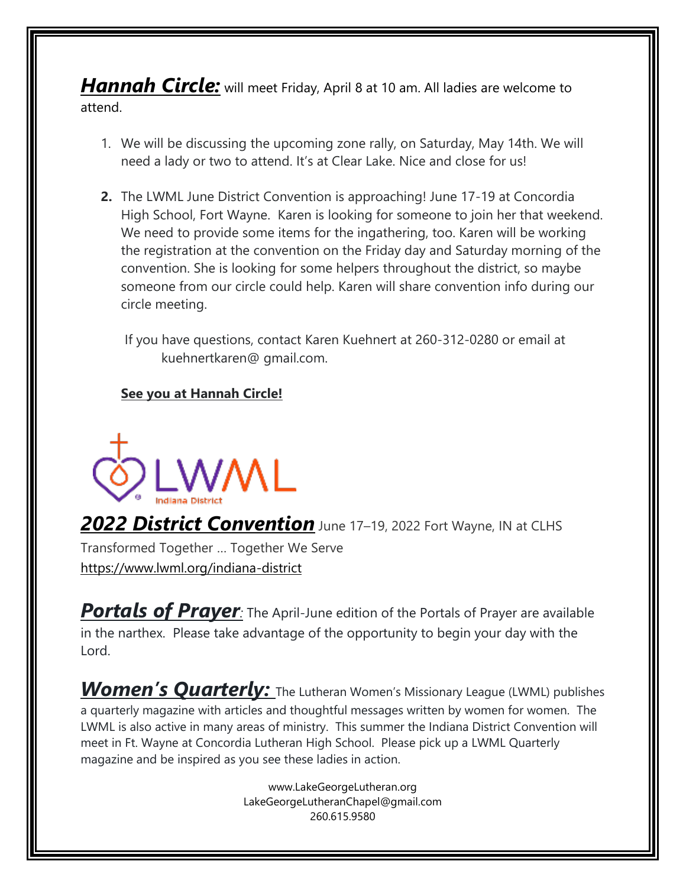***Hannah Circle:*** will meet Friday, April 8 at 10 am. All ladies are welcome to attend.

1. We will be discussing the upcoming zone rally, on Saturday, May 14th. We will need a lady or two to attend. It's at Clear Lake. Nice and close for us!

2. The LWML June District Convention is approaching! June 17-19 at Concordia High School, Fort Wayne. Karen is looking for someone to join her that weekend. We need to provide some items for the ingathering, too. Karen will be working the registration at the convention on the Friday day and Saturday morning of the convention. She is looking for some helpers throughout the district, so maybe someone from our circle could help. Karen will share convention info during our circle meeting.

   If you have questions, contact Karen Kuehnert at 260-312-0280 or email at kuehnertkaren@ gmail.com.

   **See you at Hannah Circle!**

LWML Indiana District

***2022 District Convention*** June 17–19, 2022 Fort Wayne, IN at CLHS

Transformed Together … Together We Serve

https://www.lwml.org/indiana-district

***Portals of Prayer***: The April-June edition of the Portals of Prayer are available in the narthex. Please take advantage of the opportunity to begin your day with the Lord.

***Women's Quarterly:*** The Lutheran Women's Missionary League (LWML) publishes a quarterly magazine with articles and thoughtful messages written by women for women. The LWML is also active in many areas of ministry. This summer the Indiana District Convention will meet in Ft. Wayne at Concordia Lutheran High School. Please pick up a LWML Quarterly magazine and be inspired as you see these ladies in action.

www.LakeGeorgeLutheran.org
LakeGeorgeLutheranChapel@gmail.com
260.615.9580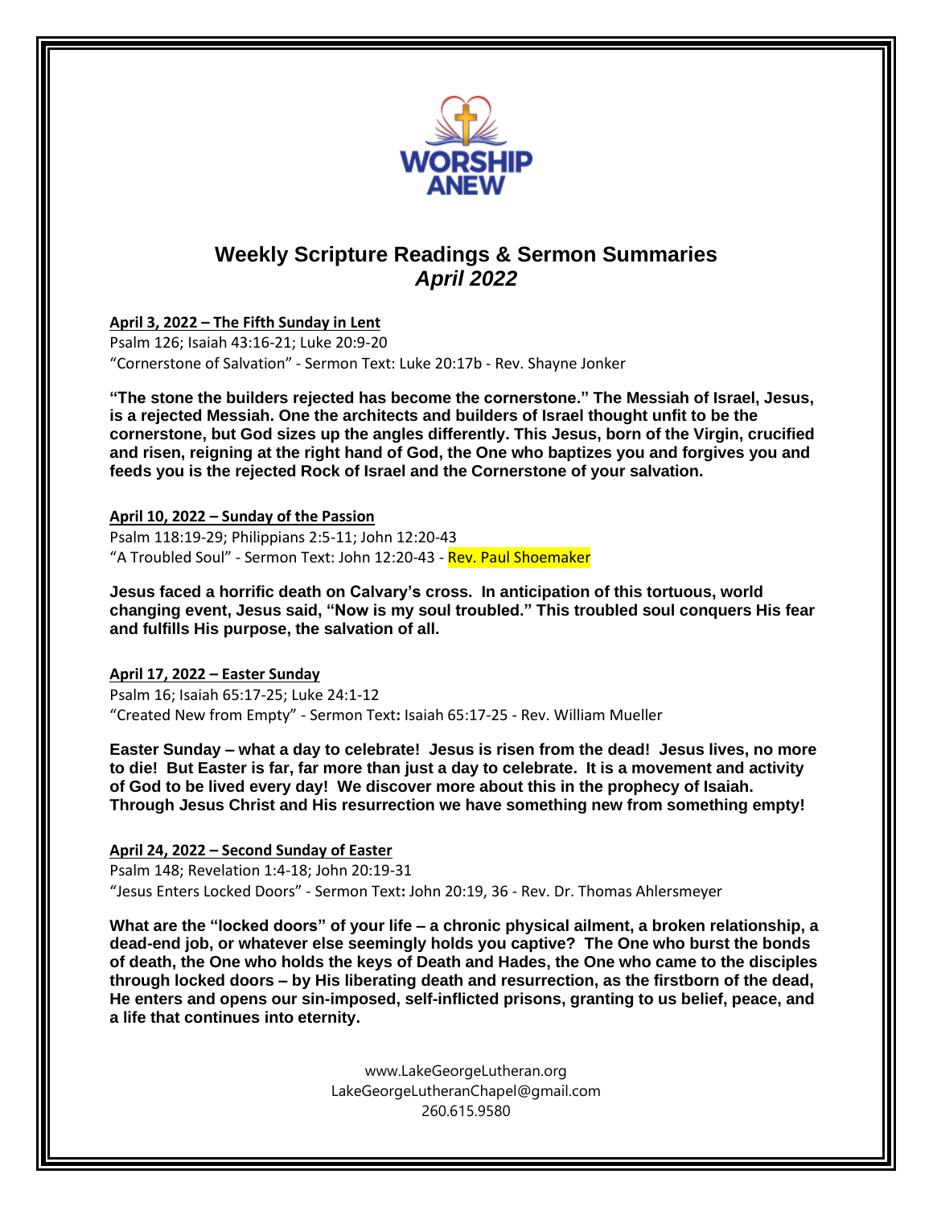WORSHIP ANEW

# Weekly Scripture Readings & Sermon Summaries

## *April 2022*

**April 3, 2022 – The Fifth Sunday in Lent**

Psalm 126; Isaiah 43:16-21; Luke 20:9-20

"Cornerstone of Salvation" - Sermon Text: Luke 20:17b - Rev. Shayne Jonker

**"The stone the builders rejected has become the cornerstone." The Messiah of Israel, Jesus, is a rejected Messiah. One the architects and builders of Israel thought unfit to be the cornerstone, but God sizes up the angles differently. This Jesus, born of the Virgin, crucified and risen, reigning at the right hand of God, the One who baptizes you and forgives you and feeds you is the rejected Rock of Israel and the Cornerstone of your salvation.**

**April 10, 2022 – Sunday of the Passion**

Psalm 118:19-29; Philippians 2:5-11; John 12:20-43

"A Troubled Soul" - Sermon Text: John 12:20-43 - Rev. Paul Shoemaker

**Jesus faced a horrific death on Calvary's cross. In anticipation of this tortuous, world changing event, Jesus said, "Now is my soul troubled." This troubled soul conquers His fear and fulfills His purpose, the salvation of all.**

**April 17, 2022 – Easter Sunday**

Psalm 16; Isaiah 65:17-25; Luke 24:1-12

"Created New from Empty" - Sermon Text: Isaiah 65:17-25 - Rev. William Mueller

**Easter Sunday – what a day to celebrate! Jesus is risen from the dead! Jesus lives, no more to die! But Easter is far, far more than just a day to celebrate. It is a movement and activity of God to be lived every day! We discover more about this in the prophecy of Isaiah. Through Jesus Christ and His resurrection we have something new from something empty!**

**April 24, 2022 – Second Sunday of Easter**

Psalm 148; Revelation 1:4-18; John 20:19-31

"Jesus Enters Locked Doors" - Sermon Text: John 20:19, 36 - Rev. Dr. Thomas Ahlersmeyer

**What are the "locked doors" of your life – a chronic physical ailment, a broken relationship, a dead-end job, or whatever else seemingly holds you captive? The One who burst the bonds of death, the One who holds the keys of Death and Hades, the One who came to the disciples through locked doors – by His liberating death and resurrection, as the firstborn of the dead, He enters and opens our sin-imposed, self-inflicted prisons, granting to us belief, peace, and a life that continues into eternity.**

www.LakeGeorgeLutheran.org
LakeGeorgeLutheranChapel@gmail.com
260.615.9580